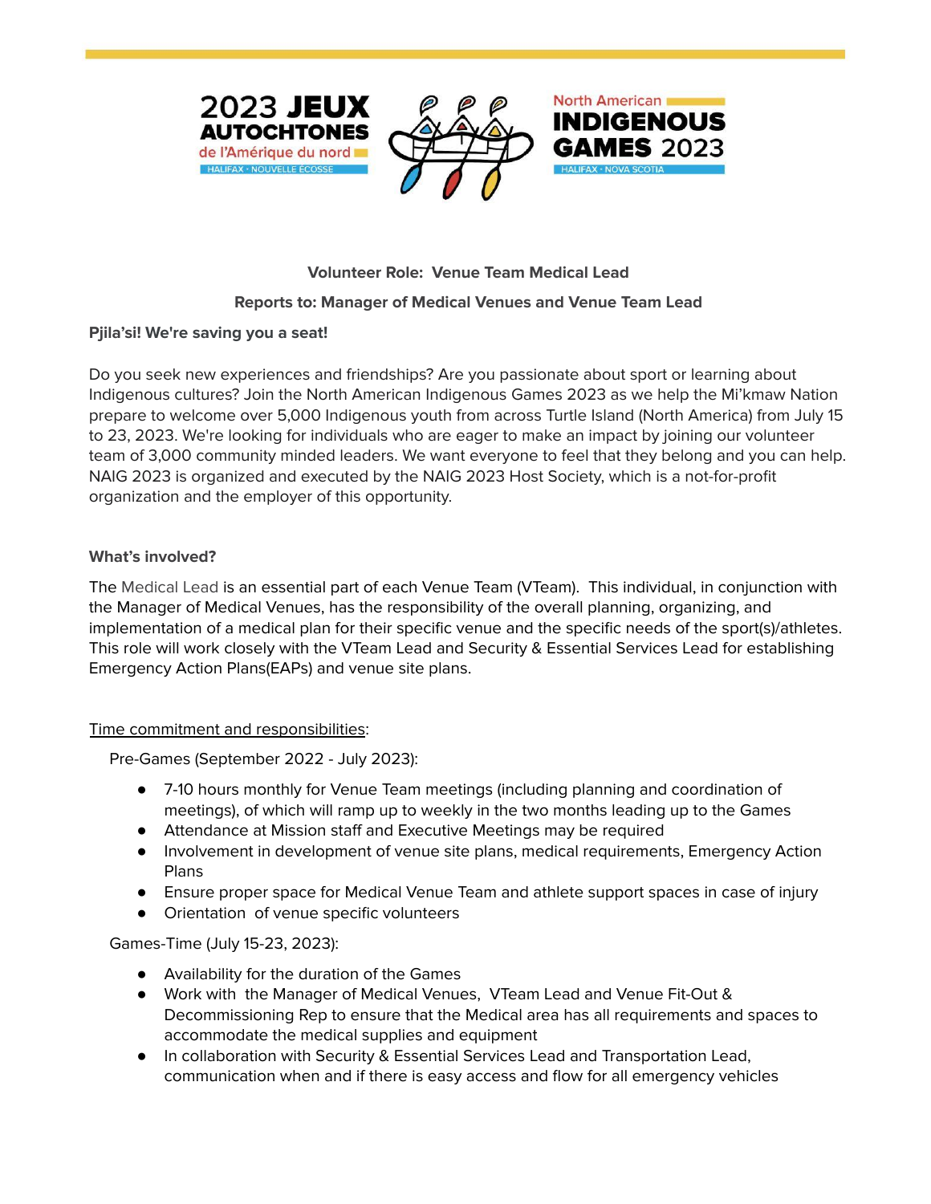2023 JEUX AUTOCHTONES de l'Amérique du nord
HALIFAX · NOUVELLE ÉCOSSE

North American INDIGENOUS GAMES 2023
HALIFAX · NOVA SCOTIA

**Volunteer Role: Venue Team Medical Lead**

**Reports to: Manager of Medical Venues and Venue Team Lead**

**Pjila'si! We're saving you a seat!**

Do you seek new experiences and friendships? Are you passionate about sport or learning about Indigenous cultures? Join the North American Indigenous Games 2023 as we help the Mi'kmaw Nation prepare to welcome over 5,000 Indigenous youth from across Turtle Island (North America) from July 15 to 23, 2023. We're looking for individuals who are eager to make an impact by joining our volunteer team of 3,000 community minded leaders. We want everyone to feel that they belong and you can help. NAIG 2023 is organized and executed by the NAIG 2023 Host Society, which is a not-for-profit organization and the employer of this opportunity.

**What's involved?**

The Medical Lead is an essential part of each Venue Team (VTeam). This individual, in conjunction with the Manager of Medical Venues, has the responsibility of the overall planning, organizing, and implementation of a medical plan for their specific venue and the specific needs of the sport(s)/athletes. This role will work closely with the VTeam Lead and Security & Essential Services Lead for establishing Emergency Action Plans(EAPs) and venue site plans.

Time commitment and responsibilities:

Pre-Games (September 2022 - July 2023):

- 7-10 hours monthly for Venue Team meetings (including planning and coordination of meetings), of which will ramp up to weekly in the two months leading up to the Games
- Attendance at Mission staff and Executive Meetings may be required
- Involvement in development of venue site plans, medical requirements, Emergency Action Plans
- Ensure proper space for Medical Venue Team and athlete support spaces in case of injury
- Orientation of venue specific volunteers

Games-Time (July 15-23, 2023):

- Availability for the duration of the Games
- Work with the Manager of Medical Venues, VTeam Lead and Venue Fit-Out & Decommissioning Rep to ensure that the Medical area has all requirements and spaces to accommodate the medical supplies and equipment
- In collaboration with Security & Essential Services Lead and Transportation Lead, communication when and if there is easy access and flow for all emergency vehicles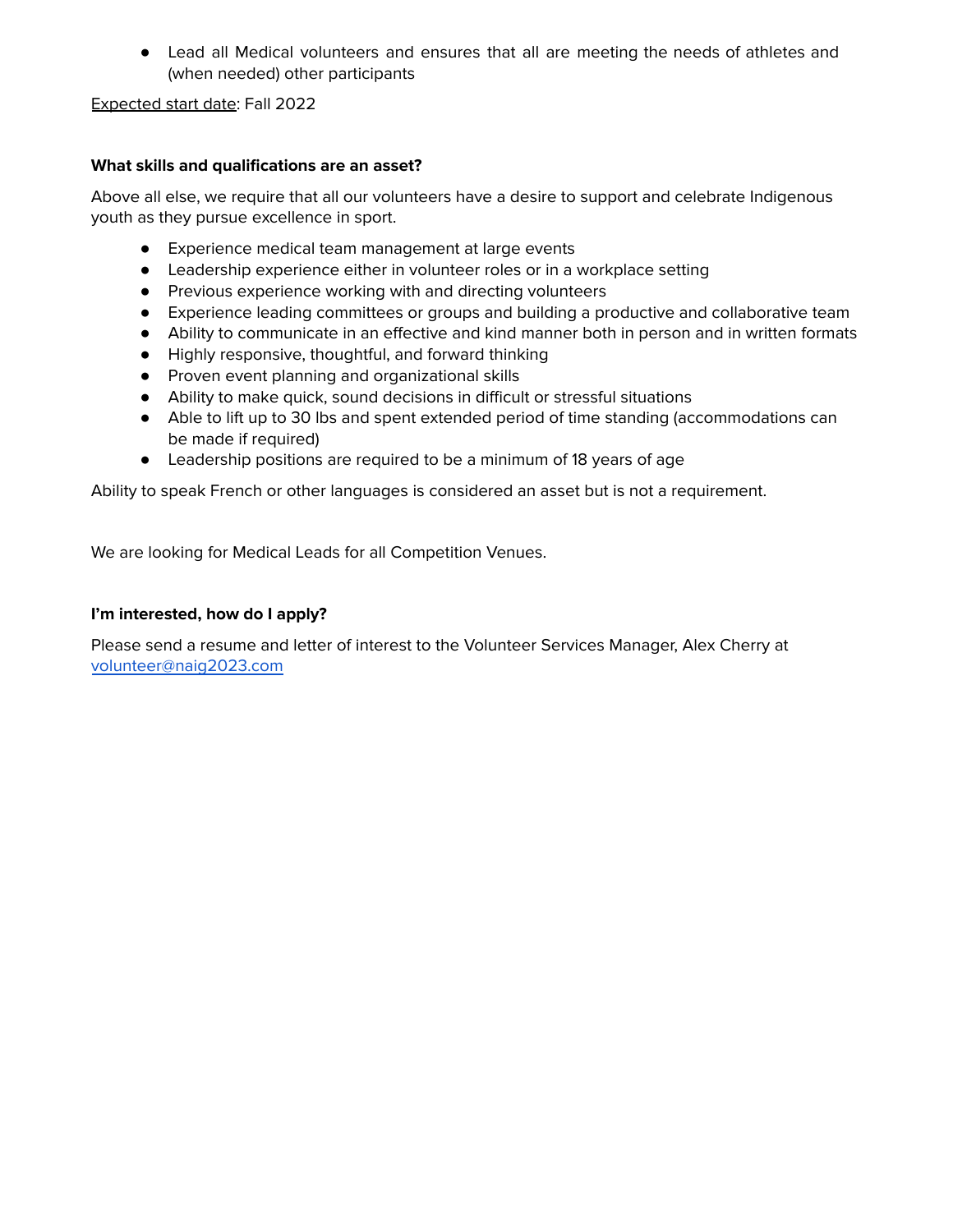- Lead all Medical volunteers and ensures that all are meeting the needs of athletes and (when needed) other participants

Expected start date: Fall 2022

**What skills and qualifications are an asset?**

Above all else, we require that all our volunteers have a desire to support and celebrate Indigenous youth as they pursue excellence in sport.

- Experience medical team management at large events
- Leadership experience either in volunteer roles or in a workplace setting
- Previous experience working with and directing volunteers
- Experience leading committees or groups and building a productive and collaborative team
- Ability to communicate in an effective and kind manner both in person and in written formats
- Highly responsive, thoughtful, and forward thinking
- Proven event planning and organizational skills
- Ability to make quick, sound decisions in difficult or stressful situations
- Able to lift up to 30 lbs and spent extended period of time standing (accommodations can be made if required)
- Leadership positions are required to be a minimum of 18 years of age

Ability to speak French or other languages is considered an asset but is not a requirement.

We are looking for Medical Leads for all Competition Venues.

**I'm interested, how do I apply?**

Please send a resume and letter of interest to the Volunteer Services Manager, Alex Cherry at volunteer@naig2023.com